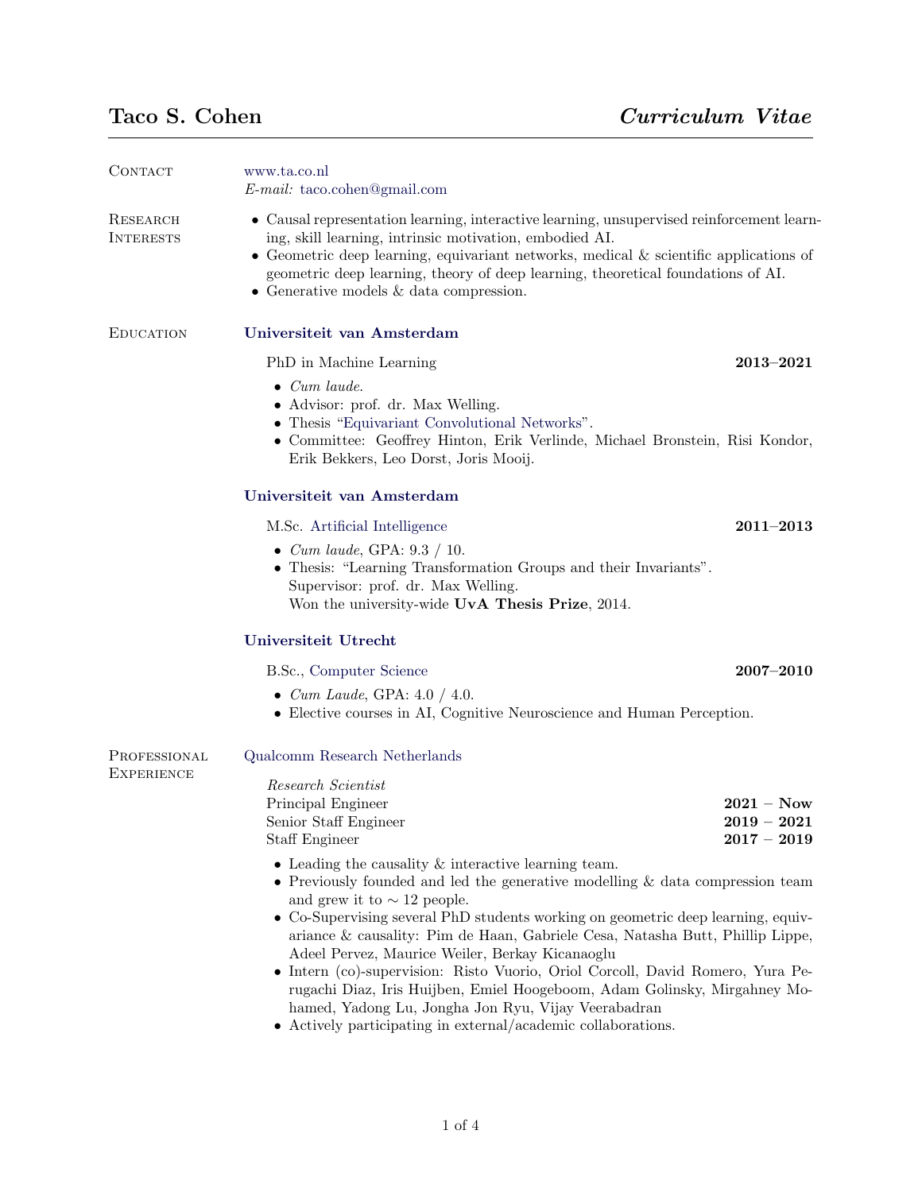# Taco S. Cohen — *Curriculum Vitae*

## Contact

www.ta.co.nl
*E-mail:* taco.cohen@gmail.com

## Research Interests

- Causal representation learning, interactive learning, unsupervised reinforcement learning, skill learning, intrinsic motivation, embodied AI.
- Geometric deep learning, equivariant networks, medical & scientific applications of geometric deep learning, theory of deep learning, theoretical foundations of AI.
- Generative models & data compression.

## Education

### Universiteit van Amsterdam

PHD in Machine Learning — **2013–2021**

- *Cum laude*.
- Advisor: prof. dr. Max Welling.
- Thesis "Equivariant Convolutional Networks".
- Committee: Geoffrey Hinton, Erik Verlinde, Michael Bronstein, Risi Kondor, Erik Bekkers, Leo Dorst, Joris Mooij.

### Universiteit van Amsterdam

M.Sc. Artificial Intelligence — **2011–2013**

- *Cum laude*, GPA: 9.3 / 10.
- Thesis: "Learning Transformation Groups and their Invariants".
  Supervisor: prof. dr. Max Welling.
  Won the university-wide **UvA Thesis Prize**, 2014.

### Universiteit Utrecht

B.Sc., Computer Science — **2007–2010**

- *Cum Laude*, GPA: 4.0 / 4.0.
- Elective courses in AI, Cognitive Neuroscience and Human Perception.

## Professional Experience

### Qualcomm Research Netherlands

*Research Scientist*
Principal Engineer — **2021 – Now**
Senior Staff Engineer — **2019 – 2021**
Staff Engineer — **2017 – 2019**

- Leading the causality & interactive learning team.
- Previously founded and led the generative modelling & data compression team and grew it to $\sim$ 12 people.
- Co-Supervising several PhD students working on geometric deep learning, equivariance & causality: Pim de Haan, Gabriele Cesa, Natasha Butt, Phillip Lippe, Adeel Pervez, Maurice Weiler, Berkay Kicanaoglu
- Intern (co)-supervision: Risto Vuorio, Oriol Corcoll, David Romero, Yura Perugachi Diaz, Iris Huijben, Emiel Hoogeboom, Adam Golinsky, Mirgahney Mohamed, Yadong Lu, Jongha Jon Ryu, Vijay Veerabadran
- Actively participating in external/academic collaborations.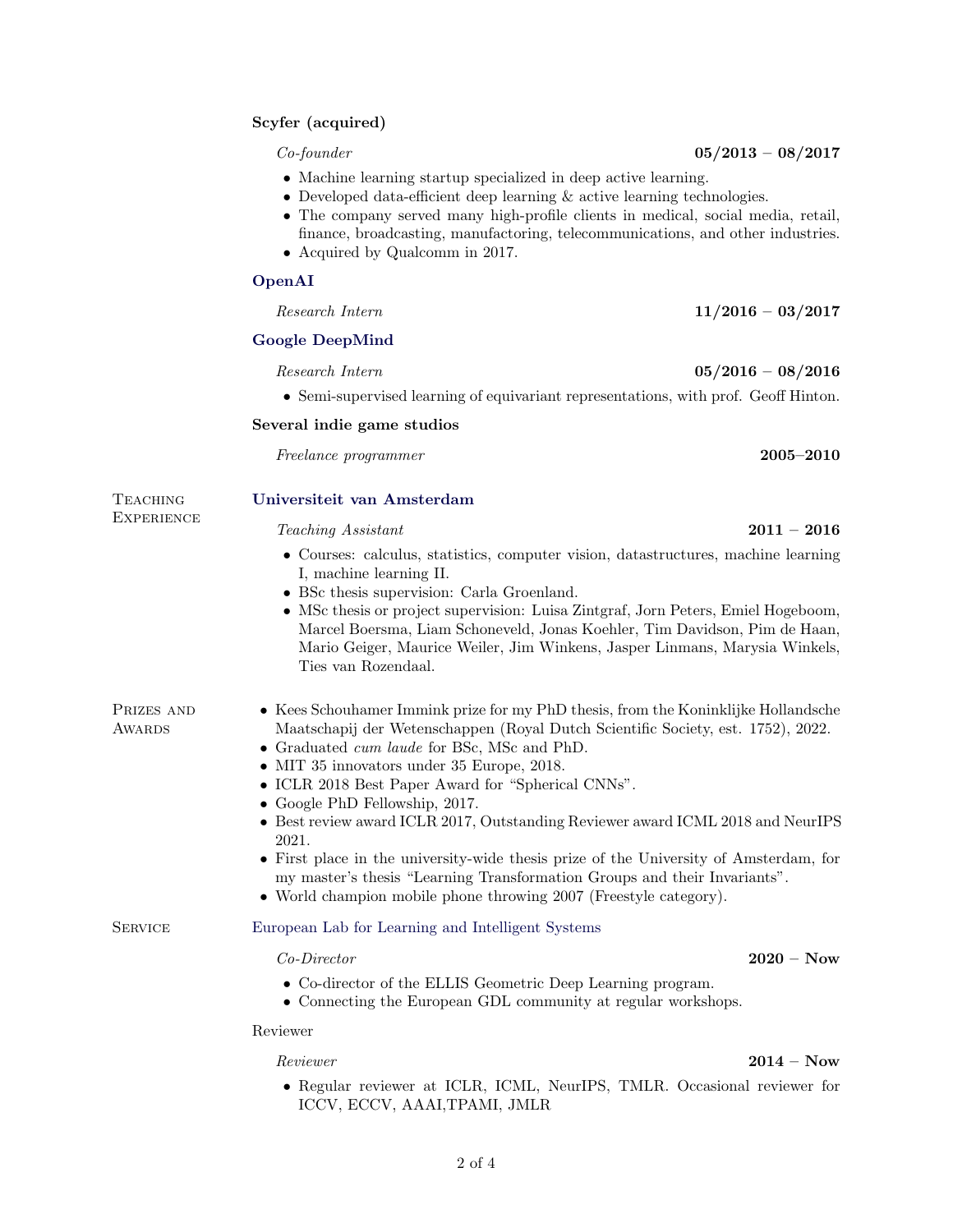### Scyfer (acquired)

*Co-founder* **05/2013 – 08/2017**

- Machine learning startup specialized in deep active learning.
- Developed data-efficient deep learning & active learning technologies.
- The company served many high-profile clients in medical, social media, retail, finance, broadcasting, manufactoring, telecommunications, and other industries.
- Acquired by Qualcomm in 2017.

### OpenAI

*Research Intern* **11/2016 – 03/2017**

### Google DeepMind

*Research Intern* **05/2016 – 08/2016**

- Semi-supervised learning of equivariant representations, with prof. Geoff Hinton.

### Several indie game studios

*Freelance programmer* **2005–2010**

## Teaching Experience

### Universiteit van Amsterdam

*Teaching Assistant* **2011 – 2016**

- Courses: calculus, statistics, computer vision, datastructures, machine learning I, machine learning II.
- BSc thesis supervision: Carla Groenland.
- MSc thesis or project supervision: Luisa Zintgraf, Jorn Peters, Emiel Hogeboom, Marcel Boersma, Liam Schoneveld, Jonas Koehler, Tim Davidson, Pim de Haan, Mario Geiger, Maurice Weiler, Jim Winkens, Jasper Linmans, Marysia Winkels, Ties van Rozendaal.

## Prizes and Awards

- Kees Schouhamer Immink prize for my PhD thesis, from the Koninklijke Hollandsche Maatschapij der Wetenschappen (Royal Dutch Scientific Society, est. 1752), 2022.
- Graduated *cum laude* for BSc, MSc and PhD.
- MIT 35 innovators under 35 Europe, 2018.
- ICLR 2018 Best Paper Award for "Spherical CNNs".
- Google PhD Fellowship, 2017.
- Best review award ICLR 2017, Outstanding Reviewer award ICML 2018 and NeurIPS 2021.
- First place in the university-wide thesis prize of the University of Amsterdam, for my master's thesis "Learning Transformation Groups and their Invariants".
- World champion mobile phone throwing 2007 (Freestyle category).

## Service

### European Lab for Learning and Intelligent Systems

*Co-Director* **2020 – Now**

- Co-director of the ELLIS Geometric Deep Learning program.
- Connecting the European GDL community at regular workshops.

### Reviewer

*Reviewer* **2014 – Now**

- Regular reviewer at ICLR, ICML, NeurIPS, TMLR. Occasional reviewer for ICCV, ECCV, AAAI,TPAMI, JMLR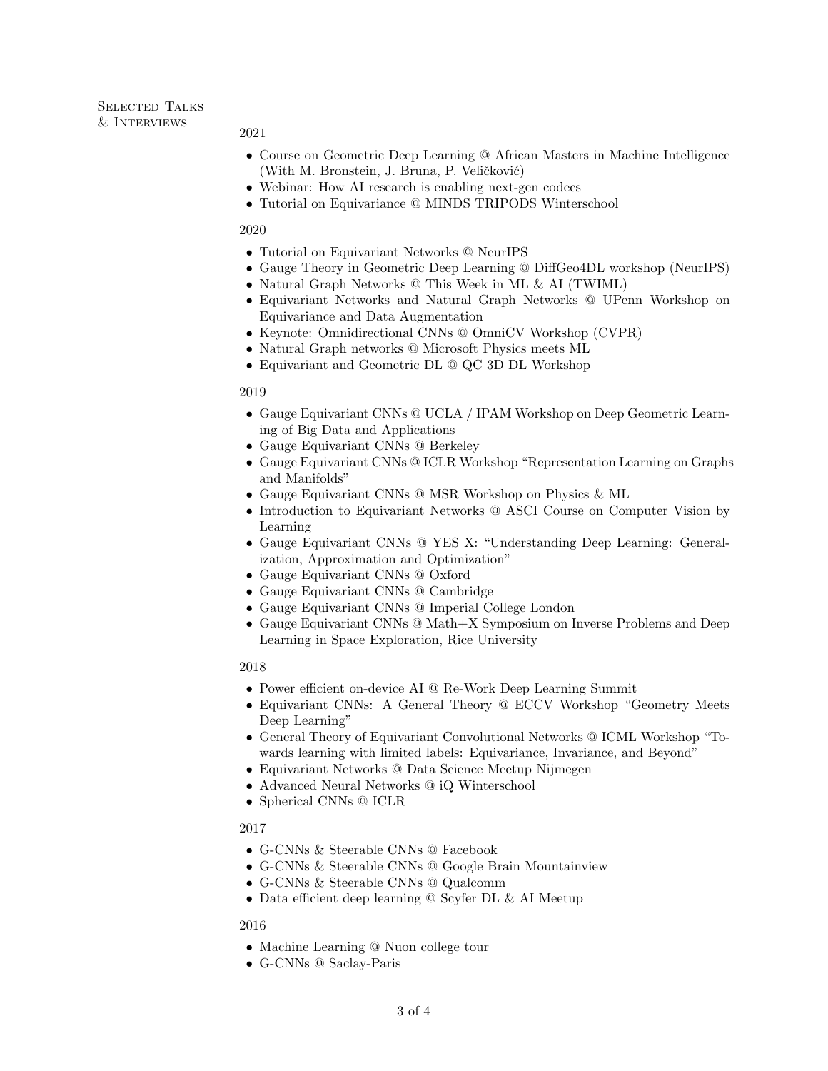## Selected Talks & Interviews

2021

- Course on Geometric Deep Learning @ African Masters in Machine Intelligence (With M. Bronstein, J. Bruna, P. Veličković)
- Webinar: How AI research is enabling next-gen codecs
- Tutorial on Equivariance @ MINDS TRIPODS Winterschool

2020

- Tutorial on Equivariant Networks @ NeurIPS
- Gauge Theory in Geometric Deep Learning @ DiffGeo4DL workshop (NeurIPS)
- Natural Graph Networks @ This Week in ML & AI (TWIML)
- Equivariant Networks and Natural Graph Networks @ UPenn Workshop on Equivariance and Data Augmentation
- Keynote: Omnidirectional CNNs @ OmniCV Workshop (CVPR)
- Natural Graph networks @ Microsoft Physics meets ML
- Equivariant and Geometric DL @ QC 3D DL Workshop

2019

- Gauge Equivariant CNNs @ UCLA / IPAM Workshop on Deep Geometric Learning of Big Data and Applications
- Gauge Equivariant CNNs @ Berkeley
- Gauge Equivariant CNNs @ ICLR Workshop "Representation Learning on Graphs and Manifolds"
- Gauge Equivariant CNNs @ MSR Workshop on Physics & ML
- Introduction to Equivariant Networks @ ASCI Course on Computer Vision by Learning
- Gauge Equivariant CNNs @ YES X: "Understanding Deep Learning: Generalization, Approximation and Optimization"
- Gauge Equivariant CNNs @ Oxford
- Gauge Equivariant CNNs @ Cambridge
- Gauge Equivariant CNNs @ Imperial College London
- Gauge Equivariant CNNs @ Math+X Symposium on Inverse Problems and Deep Learning in Space Exploration, Rice University

2018

- Power efficient on-device AI @ Re-Work Deep Learning Summit
- Equivariant CNNs: A General Theory @ ECCV Workshop "Geometry Meets Deep Learning"
- General Theory of Equivariant Convolutional Networks @ ICML Workshop "Towards learning with limited labels: Equivariance, Invariance, and Beyond"
- Equivariant Networks @ Data Science Meetup Nijmegen
- Advanced Neural Networks @ iQ Winterschool
- Spherical CNNs @ ICLR

2017

- G-CNNs & Steerable CNNs @ Facebook
- G-CNNs & Steerable CNNs @ Google Brain Mountainview
- G-CNNs & Steerable CNNs @ Qualcomm
- Data efficient deep learning @ Scyfer DL & AI Meetup

2016

- Machine Learning @ Nuon college tour
- G-CNNs @ Saclay-Paris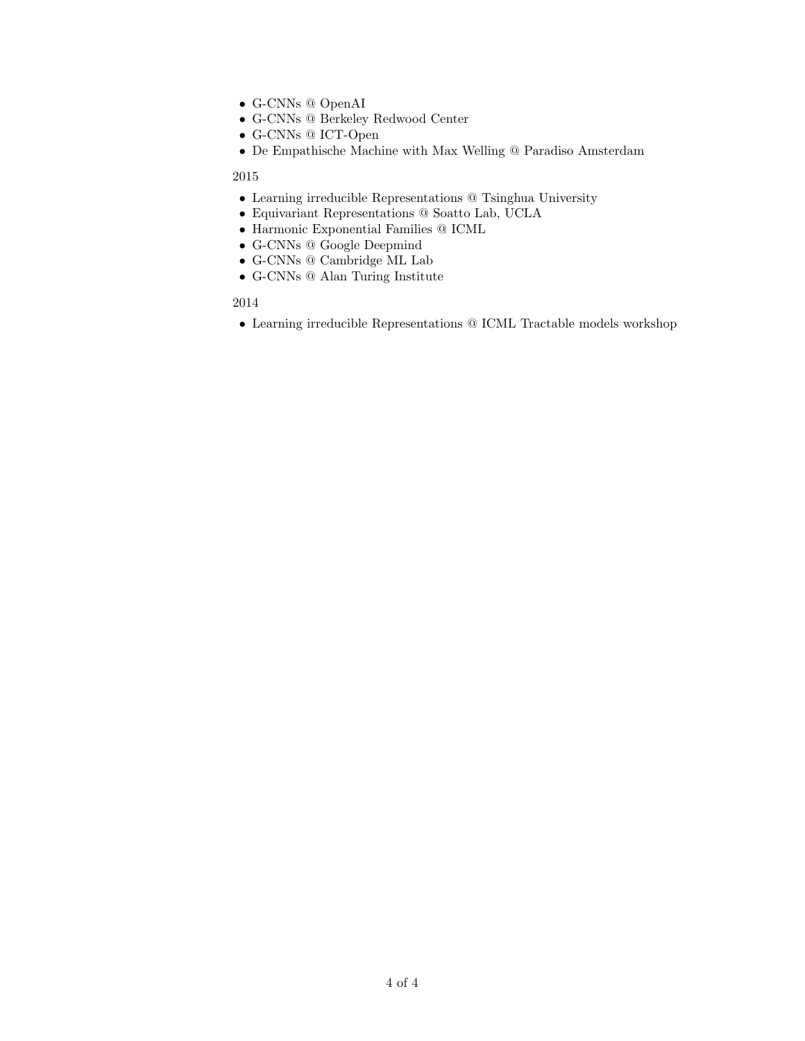- G-CNNs @ OpenAI
- G-CNNs @ Berkeley Redwood Center
- G-CNNs @ ICT-Open
- De Empathische Machine with Max Welling @ Paradiso Amsterdam

2015

- Learning irreducible Representations @ Tsinghua University
- Equivariant Representations @ Soatto Lab, UCLA
- Harmonic Exponential Families @ ICML
- G-CNNs @ Google Deepmind
- G-CNNs @ Cambridge ML Lab
- G-CNNs @ Alan Turing Institute

2014

- Learning irreducible Representations @ ICML Tractable models workshop